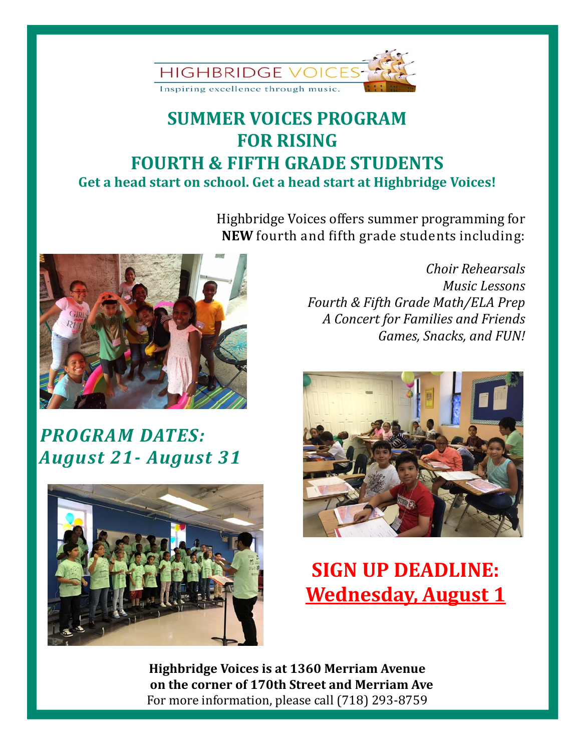HIGHBRIDGE VOICES

Inspiring excellence through music.

# SUMMER VOICES PROGRAM FOR RISING FOURTH & FIFTH GRADE STUDENTS

**Get a head start on school. Get a head start at Highbridge Voices!**

Highbridge Voices offers summer programming for **NEW** fourth and fifth grade students including:

*Choir Rehearsals*
*Music Lessons*
*Fourth & Fifth Grade Math/ELA Prep*
*A Concert for Families and Friends*
*Games, Snacks, and FUN!*

## *PROGRAM DATES: August 21- August 31*

## SIGN UP DEADLINE: Wednesday, August 1

**Highbridge Voices is at 1360 Merriam Avenue on the corner of 170th Street and Merriam Ave**

For more information, please call (718) 293-8759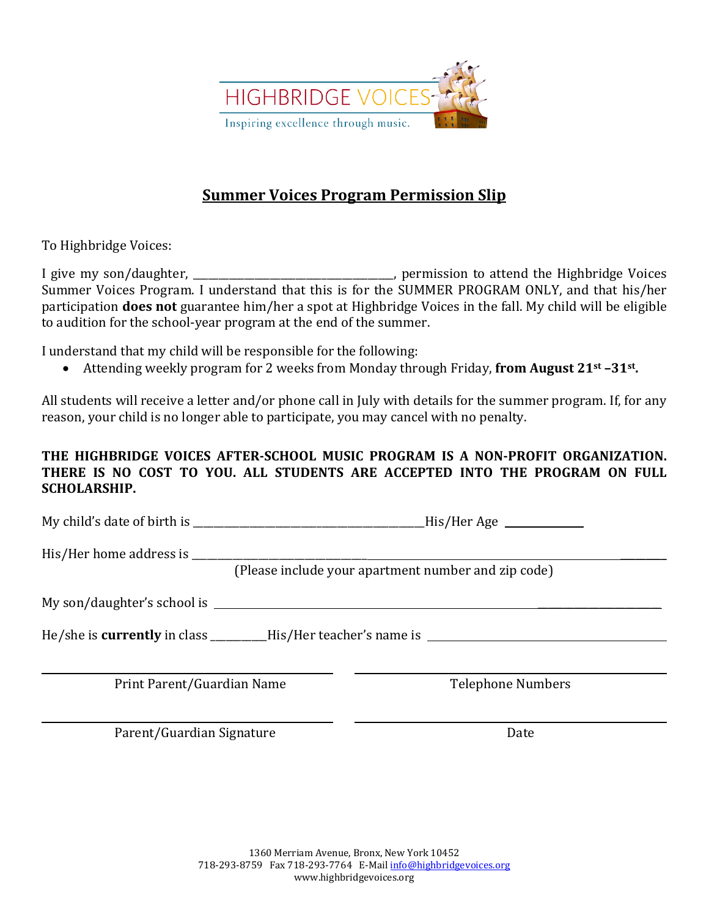HIGHBRIDGE VOICES

Inspiring excellence through music.

## Summer Voices Program Permission Slip

To Highbridge Voices:

I give my son/daughter, ______________________________________, permission to attend the Highbridge Voices Summer Voices Program. I understand that this is for the SUMMER PROGRAM ONLY, and that his/her participation **does not** guarantee him/her a spot at Highbridge Voices in the fall. My child will be eligible to audition for the school-year program at the end of the summer.

I understand that my child will be responsible for the following:

- Attending weekly program for 2 weeks from Monday through Friday, **from August 21st –31st.**

All students will receive a letter and/or phone call in July with details for the summer program. If, for any reason, your child is no longer able to participate, you may cancel with no penalty.

**THE HIGHBRIDGE VOICES AFTER-SCHOOL MUSIC PROGRAM IS A NON-PROFIT ORGANIZATION. THERE IS NO COST TO YOU. ALL STUDENTS ARE ACCEPTED INTO THE PROGRAM ON FULL SCHOLARSHIP.**

My child's date of birth is ____________________________________________His/Her Age _______________

His/Her home address is ______________________________________________________________________________
(Please include your apartment number and zip code)

My son/daughter's school is ___________________________________________________________________________

He/she is **currently** in class __________His/Her teacher's name is ____________________________________________

_______________________________ Print Parent/Guardian Name

_______________________________ Telephone Numbers

_______________________________ Parent/Guardian Signature

_______________________________ Date

1360 Merriam Avenue, Bronx, New York 10452
718-293-8759 Fax 718-293-7764 E-Mail info@highbridgevoices.org
www.highbridgevoices.org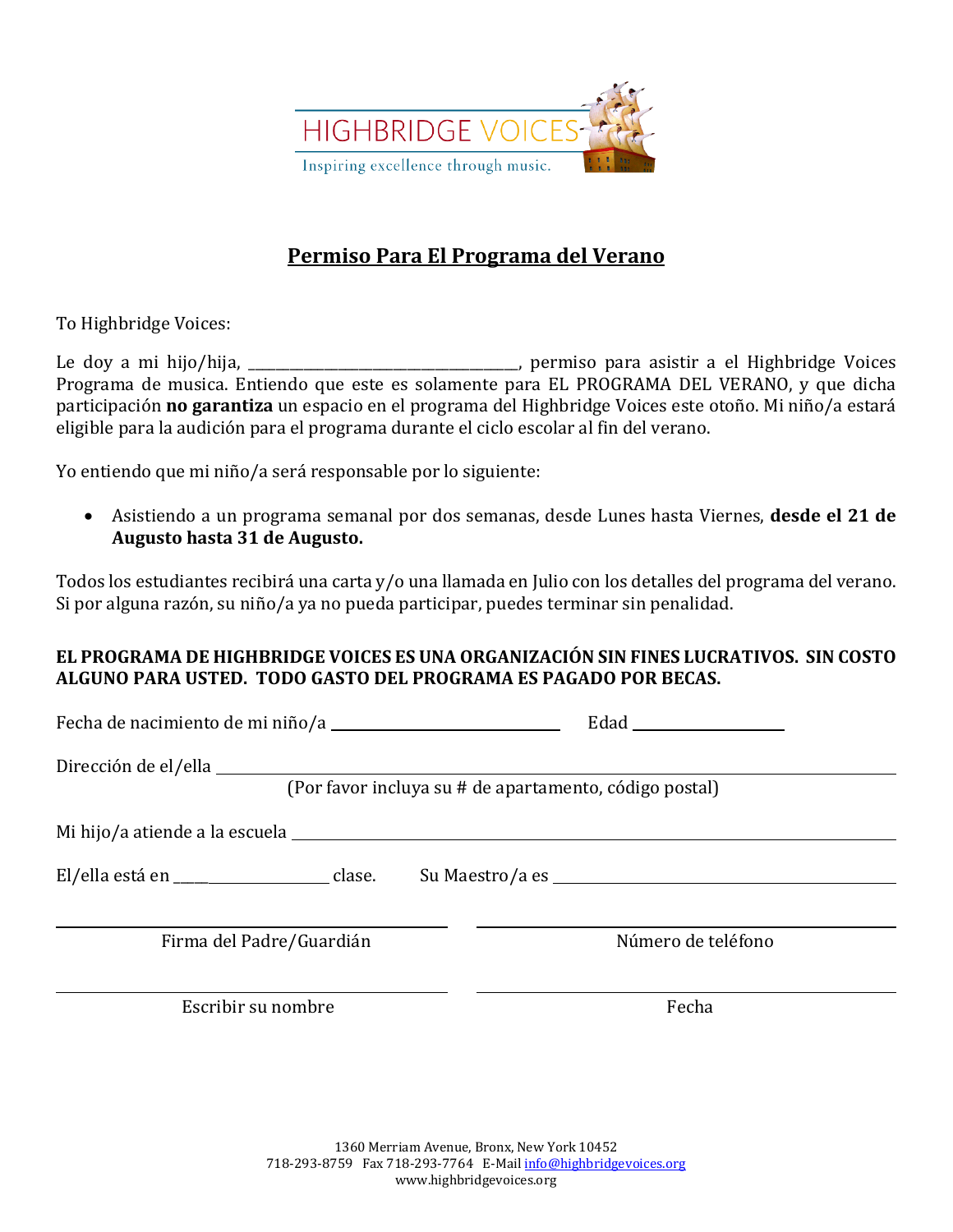HIGHBRIDGE VOICES

Inspiring excellence through music.

## Permiso Para El Programa del Verano

To Highbridge Voices:

Le doy a mi hijo/hija, ______________________________________, permiso para asistir a el Highbridge Voices Programa de musica. Entiendo que este es solamente para EL PROGRAMA DEL VERANO, y que dicha participación **no garantiza** un espacio en el programa del Highbridge Voices este otoño. Mi niño/a estará eligible para la audición para el programa durante el ciclo escolar al fin del verano.

Yo entiendo que mi niño/a será responsable por lo siguiente:

- Asistiendo a un programa semanal por dos semanas, desde Lunes hasta Viernes, **desde el 21 de Augusto hasta 31 de Augusto.**

Todos los estudiantes recibirá una carta y/o una llamada en Julio con los detalles del programa del verano. Si por alguna razón, su niño/a ya no pueda participar, puedes terminar sin penalidad.

**EL PROGRAMA DE HIGHBRIDGE VOICES ES UNA ORGANIZACIÓN SIN FINES LUCRATIVOS. SIN COSTO ALGUNO PARA USTED. TODO GASTO DEL PROGRAMA ES PAGADO POR BECAS.**

Fecha de nacimiento de mi niño/a ______________________________ Edad ____________________

Dirección de el/ella ____________________________________________________________
(Por favor incluya su # de apartamento, código postal)

Mi hijo/a atiende a la escuela ____________________________________________________________

El/ella está en ____________________ clase. Su Maestro/a es ______________________________

______________________________ Firma del Padre/Guardián

______________________________ Número de teléfono

______________________________ Escribir su nombre

______________________________ Fecha

1360 Merriam Avenue, Bronx, New York 10452
718-293-8759 Fax 718-293-7764 E-Mail info@highbridgevoices.org
www.highbridgevoices.org